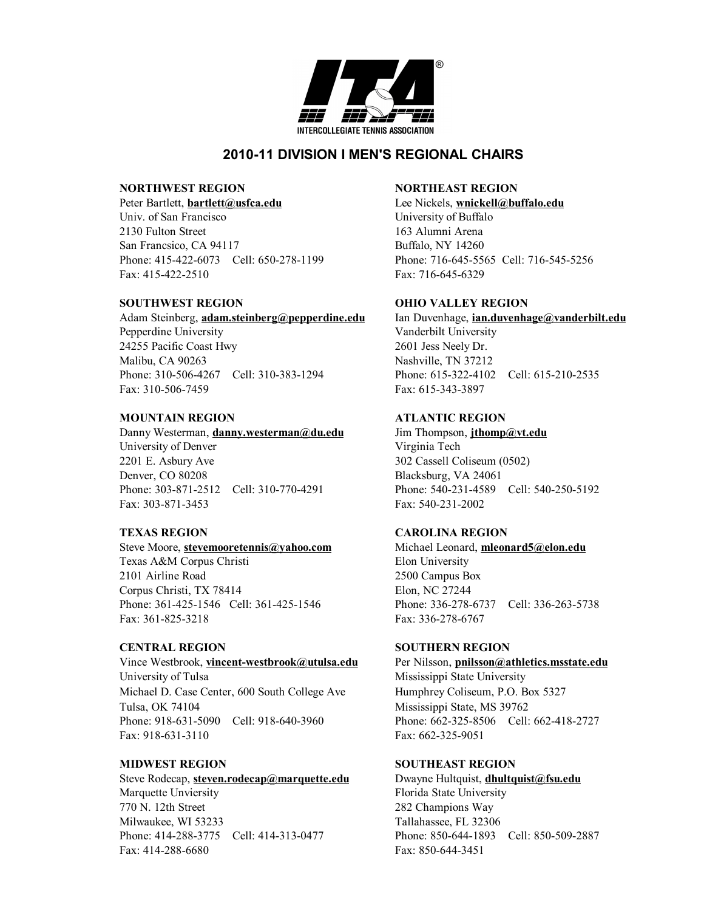INTERCOLLEGIATE TENNIS ASSOCIATION

# 2010-11 DIVISION I MEN'S REGIONAL CHAIRS

### NORTHWEST REGION

Peter Bartlett, **bartlett@usfca.edu**
Univ. of San Francisco
2130 Fulton Street
San Francsico, CA 94117
Phone: 415-422-6073 Cell: 650-278-1199
Fax: 415-422-2510

### SOUTHWEST REGION

Adam Steinberg, **adam.steinberg@pepperdine.edu**
Pepperdine University
24255 Pacific Coast Hwy
Malibu, CA 90263
Phone: 310-506-4267 Cell: 310-383-1294
Fax: 310-506-7459

### MOUNTAIN REGION

Danny Westerman, **danny.westerman@du.edu**
University of Denver
2201 E. Asbury Ave
Denver, CO 80208
Phone: 303-871-2512 Cell: 310-770-4291
Fax: 303-871-3453

### TEXAS REGION

Steve Moore, **stevemooretennis@yahoo.com**
Texas A&M Corpus Christi
2101 Airline Road
Corpus Christi, TX 78414
Phone: 361-425-1546 Cell: 361-425-1546
Fax: 361-825-3218

### CENTRAL REGION

Vince Westbrook, **vincent-westbrook@utulsa.edu**
University of Tulsa
Michael D. Case Center, 600 South College Ave
Tulsa, OK 74104
Phone: 918-631-5090 Cell: 918-640-3960
Fax: 918-631-3110

### MIDWEST REGION

Steve Rodecap, **steven.rodecap@marquette.edu**
Marquette Unviersity
770 N. 12th Street
Milwaukee, WI 53233
Phone: 414-288-3775 Cell: 414-313-0477
Fax: 414-288-6680

### NORTHEAST REGION

Lee Nickels, **wnickell@buffalo.edu**
University of Buffalo
163 Alumni Arena
Buffalo, NY 14260
Phone: 716-645-5565 Cell: 716-545-5256
Fax: 716-645-6329

### OHIO VALLEY REGION

Ian Duvenhage, **ian.duvenhage@vanderbilt.edu**
Vanderbilt University
2601 Jess Neely Dr.
Nashville, TN 37212
Phone: 615-322-4102 Cell: 615-210-2535
Fax: 615-343-3897

### ATLANTIC REGION

Jim Thompson, **jthomp@vt.edu**
Virginia Tech
302 Cassell Coliseum (0502)
Blacksburg, VA 24061
Phone: 540-231-4589 Cell: 540-250-5192
Fax: 540-231-2002

### CAROLINA REGION

Michael Leonard, **mleonard5@elon.edu**
Elon University
2500 Campus Box
Elon, NC 27244
Phone: 336-278-6737 Cell: 336-263-5738
Fax: 336-278-6767

### SOUTHERN REGION

Per Nilsson, **pnilsson@athletics.msstate.edu**
Mississippi State University
Humphrey Coliseum, P.O. Box 5327
Mississippi State, MS 39762
Phone: 662-325-8506 Cell: 662-418-2727
Fax: 662-325-9051

### SOUTHEAST REGION

Dwayne Hultquist, **dhultquist@fsu.edu**
Florida State University
282 Champions Way
Tallahassee, FL 32306
Phone: 850-644-1893 Cell: 850-509-2887
Fax: 850-644-3451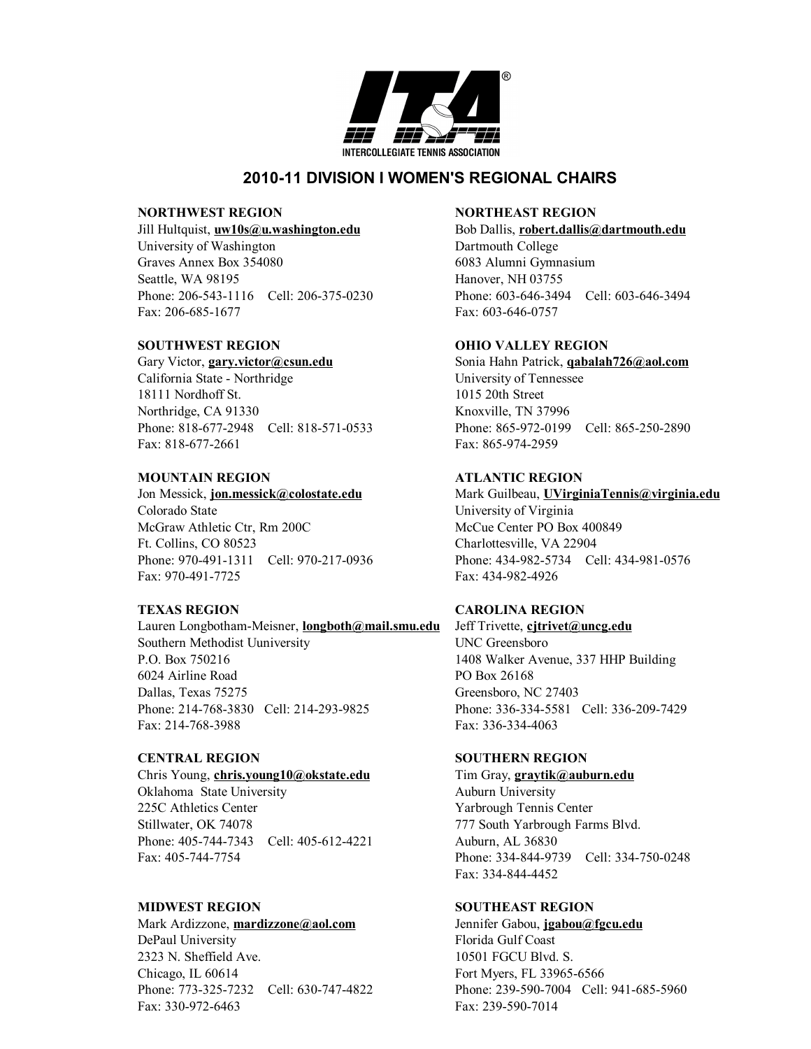INTERCOLLEGIATE TENNIS ASSOCIATION

## 2010-11 DIVISION I WOMEN'S REGIONAL CHAIRS

### NORTHWEST REGION
Jill Hultquist, **uw10s@u.washington.edu**
University of Washington
Graves Annex Box 354080
Seattle, WA 98195
Phone: 206-543-1116 Cell: 206-375-0230
Fax: 206-685-1677

### SOUTHWEST REGION
Gary Victor, **gary.victor@csun.edu**
California State - Northridge
18111 Nordhoff St.
Northridge, CA 91330
Phone: 818-677-2948 Cell: 818-571-0533
Fax: 818-677-2661

### MOUNTAIN REGION
Jon Messick, **jon.messick@colostate.edu**
Colorado State
McGraw Athletic Ctr, Rm 200C
Ft. Collins, CO 80523
Phone: 970-491-1311 Cell: 970-217-0936
Fax: 970-491-7725

### TEXAS REGION
Lauren Longbotham-Meisner, **longboth@mail.smu.edu**
Southern Methodist Uuniversity
P.O. Box 750216
6024 Airline Road
Dallas, Texas 75275
Phone: 214-768-3830 Cell: 214-293-9825
Fax: 214-768-3988

### CENTRAL REGION
Chris Young, **chris.young10@okstate.edu**
Oklahoma State University
225C Athletics Center
Stillwater, OK 74078
Phone: 405-744-7343 Cell: 405-612-4221
Fax: 405-744-7754

### MIDWEST REGION
Mark Ardizzone, **mardizzone@aol.com**
DePaul University
2323 N. Sheffield Ave.
Chicago, IL 60614
Phone: 773-325-7232 Cell: 630-747-4822
Fax: 330-972-6463

### NORTHEAST REGION
Bob Dallis, **robert.dallis@dartmouth.edu**
Dartmouth College
6083 Alumni Gymnasium
Hanover, NH 03755
Phone: 603-646-3494 Cell: 603-646-3494
Fax: 603-646-0757

### OHIO VALLEY REGION
Sonia Hahn Patrick, **qabalah726@aol.com**
University of Tennessee
1015 20th Street
Knoxville, TN 37996
Phone: 865-972-0199 Cell: 865-250-2890
Fax: 865-974-2959

### ATLANTIC REGION
Mark Guilbeau, **UVirginiaTennis@virginia.edu**
University of Virginia
McCue Center PO Box 400849
Charlottesville, VA 22904
Phone: 434-982-5734 Cell: 434-981-0576
Fax: 434-982-4926

### CAROLINA REGION
Jeff Trivette, **cjtrivet@uncg.edu**
UNC Greensboro
1408 Walker Avenue, 337 HHP Building
PO Box 26168
Greensboro, NC 27403
Phone: 336-334-5581 Cell: 336-209-7429
Fax: 336-334-4063

### SOUTHERN REGION
Tim Gray, **graytik@auburn.edu**
Auburn University
Yarbrough Tennis Center
777 South Yarbrough Farms Blvd.
Auburn, AL 36830
Phone: 334-844-9739 Cell: 334-750-0248
Fax: 334-844-4452

### SOUTHEAST REGION
Jennifer Gabou, **jgabou@fgcu.edu**
Florida Gulf Coast
10501 FGCU Blvd. S.
Fort Myers, FL 33965-6566
Phone: 239-590-7004 Cell: 941-685-5960
Fax: 239-590-7014